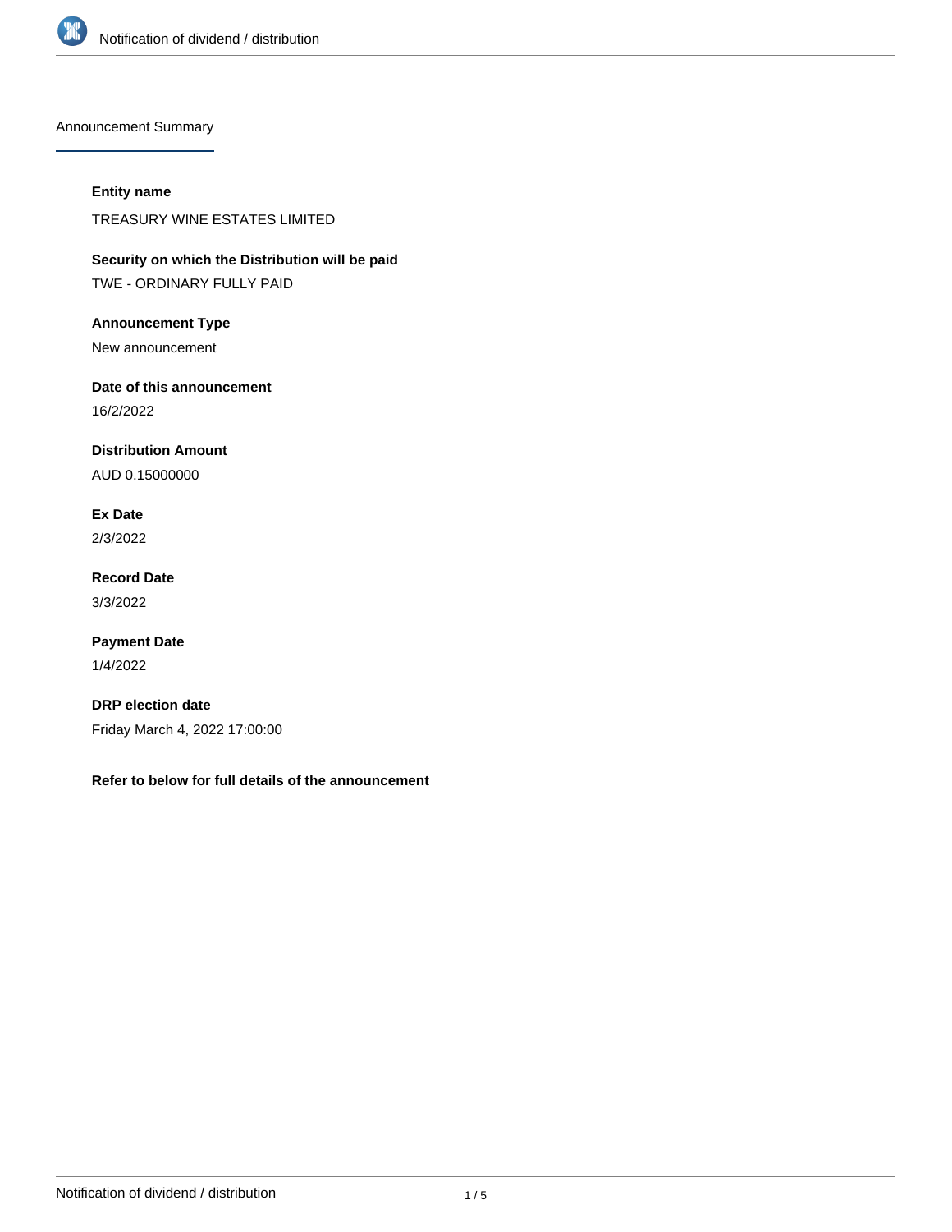Announcement Summary

**Entity name**

TREASURY WINE ESTATES LIMITED

**Security on which the Distribution will be paid**

TWE - ORDINARY FULLY PAID

**Announcement Type**

New announcement

**Date of this announcement**

16/2/2022

**Distribution Amount**

AUD 0.15000000

**Ex Date**

2/3/2022

**Record Date**

3/3/2022

**Payment Date**

1/4/2022

**DRP election date**

Friday March 4, 2022 17:00:00

**Refer to below for full details of the announcement**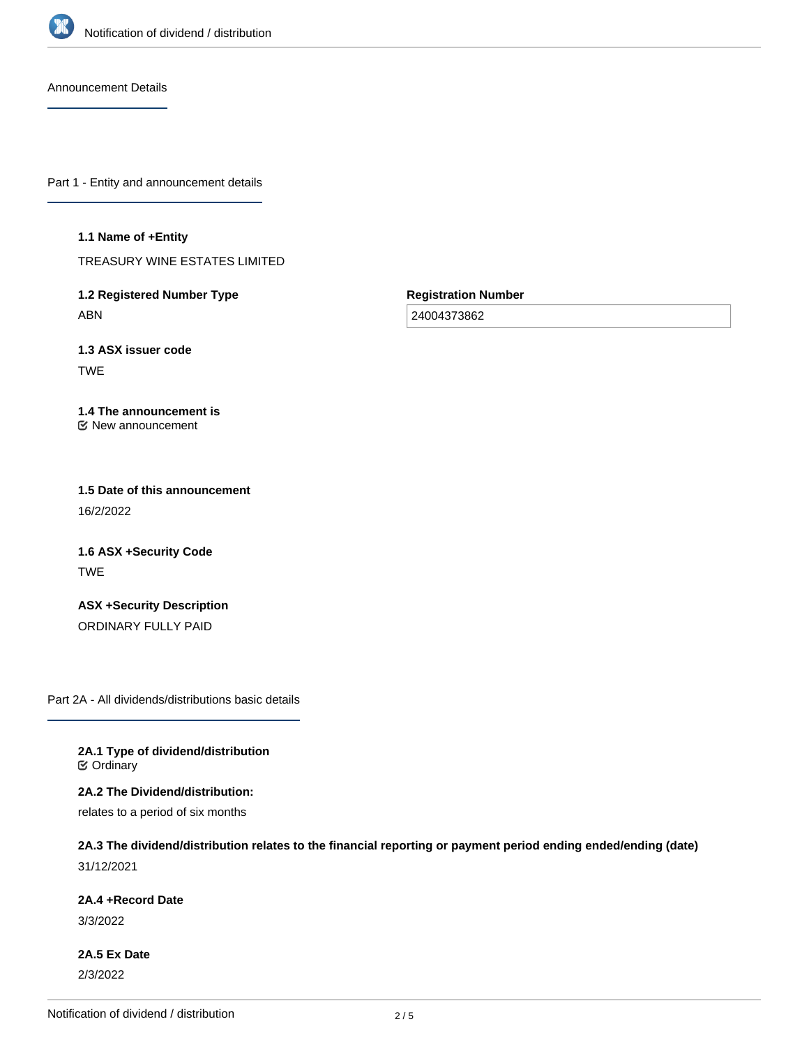## Announcement Details

### Part 1 - Entity and announcement details

**1.1 Name of +Entity**

TREASURY WINE ESTATES LIMITED

**1.2 Registered Number Type**

ABN

**Registration Number**

24004373862

**1.3 ASX issuer code**

TWE

**1.4 The announcement is**

☑ New announcement

**1.5 Date of this announcement**

16/2/2022

**1.6 ASX +Security Code**

TWE

**ASX +Security Description**

ORDINARY FULLY PAID

### Part 2A - All dividends/distributions basic details

**2A.1 Type of dividend/distribution**

☑ Ordinary

**2A.2 The Dividend/distribution:**

relates to a period of six months

**2A.3 The dividend/distribution relates to the financial reporting or payment period ending ended/ending (date)**

31/12/2021

**2A.4 +Record Date**

3/3/2022

**2A.5 Ex Date**

2/3/2022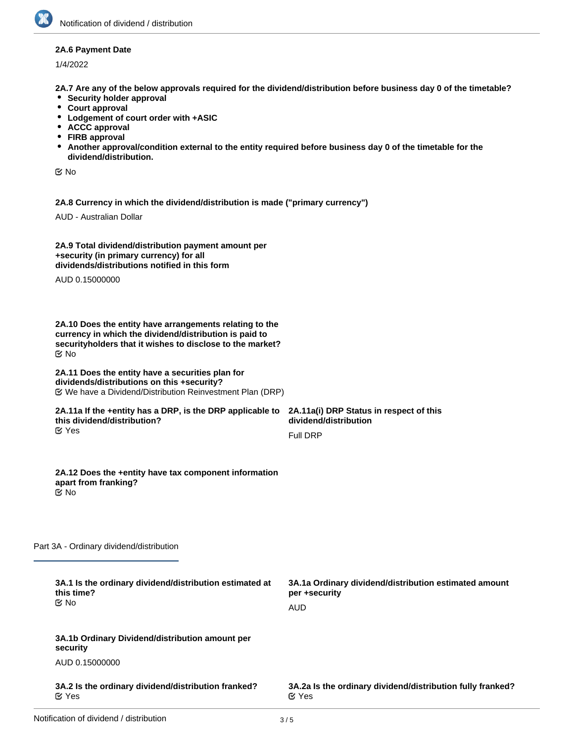**2A.6 Payment Date**

1/4/2022

**2A.7 Are any of the below approvals required for the dividend/distribution before business day 0 of the timetable?**

- **Security holder approval**
- **Court approval**
- **Lodgement of court order with +ASIC**
- **ACCC approval**
- **FIRB approval**
- **Another approval/condition external to the entity required before business day 0 of the timetable for the dividend/distribution.**

☑ No

**2A.8 Currency in which the dividend/distribution is made ("primary currency")**

AUD - Australian Dollar

**2A.9 Total dividend/distribution payment amount per +security (in primary currency) for all dividends/distributions notified in this form**

AUD 0.15000000

**2A.10 Does the entity have arrangements relating to the currency in which the dividend/distribution is paid to securityholders that it wishes to disclose to the market?**

☑ No

**2A.11 Does the entity have a securities plan for dividends/distributions on this +security?**

☑ We have a Dividend/Distribution Reinvestment Plan (DRP)

**2A.11a If the +entity has a DRP, is the DRP applicable to this dividend/distribution?**

☑ Yes

**2A.11a(i) DRP Status in respect of this dividend/distribution**

Full DRP

**2A.12 Does the +entity have tax component information apart from franking?**

☑ No

## Part 3A - Ordinary dividend/distribution

**3A.1 Is the ordinary dividend/distribution estimated at this time?**

☑ No

**3A.1a Ordinary dividend/distribution estimated amount per +security**

AUD

**3A.1b Ordinary Dividend/distribution amount per security**

AUD 0.15000000

**3A.2 Is the ordinary dividend/distribution franked?**

☑ Yes

**3A.2a Is the ordinary dividend/distribution fully franked?**

☑ Yes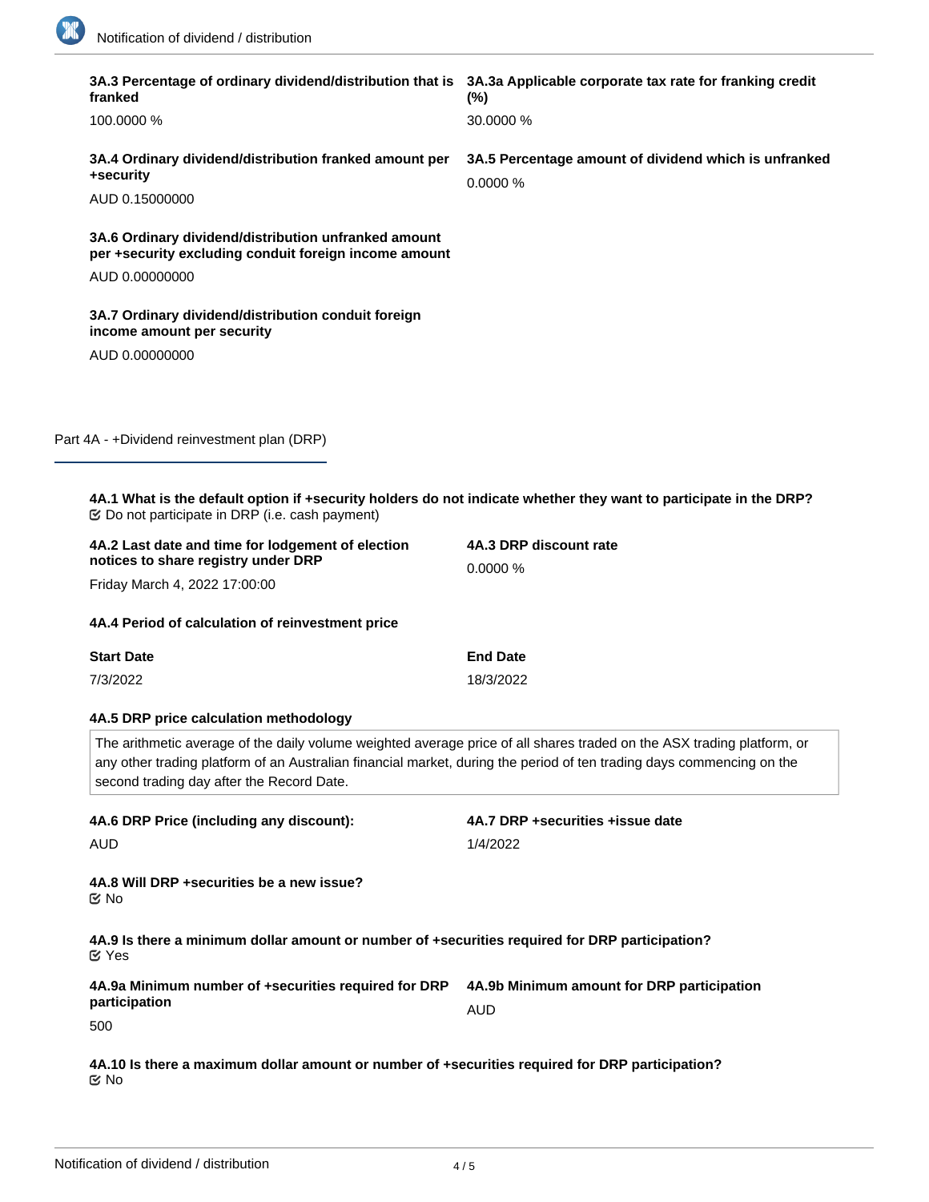**3A.3 Percentage of ordinary dividend/distribution that is franked**

100.0000 %

**3A.3a Applicable corporate tax rate for franking credit (%)**

30.0000 %

**3A.4 Ordinary dividend/distribution franked amount per +security**

AUD 0.15000000

**3A.5 Percentage amount of dividend which is unfranked**

0.0000 %

**3A.6 Ordinary dividend/distribution unfranked amount per +security excluding conduit foreign income amount**

AUD 0.00000000

**3A.7 Ordinary dividend/distribution conduit foreign income amount per security**

AUD 0.00000000

## Part 4A - +Dividend reinvestment plan (DRP)

**4A.1 What is the default option if +security holders do not indicate whether they want to participate in the DRP?**

☑ Do not participate in DRP (i.e. cash payment)

**4A.2 Last date and time for lodgement of election notices to share registry under DRP**

Friday March 4, 2022 17:00:00

**4A.3 DRP discount rate**

0.0000 %

**4A.4 Period of calculation of reinvestment price**

| Start Date | End Date |
| --- | --- |
| 7/3/2022 | 18/3/2022 |

**4A.5 DRP price calculation methodology**

The arithmetic average of the daily volume weighted average price of all shares traded on the ASX trading platform, or any other trading platform of an Australian financial market, during the period of ten trading days commencing on the second trading day after the Record Date.

**4A.6 DRP Price (including any discount):**

AUD

**4A.7 DRP +securities +issue date**

1/4/2022

**4A.8 Will DRP +securities be a new issue?**

☑ No

**4A.9 Is there a minimum dollar amount or number of +securities required for DRP participation?**

☑ Yes

**4A.9a Minimum number of +securities required for DRP participation**

500

**4A.9b Minimum amount for DRP participation**

AUD

**4A.10 Is there a maximum dollar amount or number of +securities required for DRP participation?**

☑ No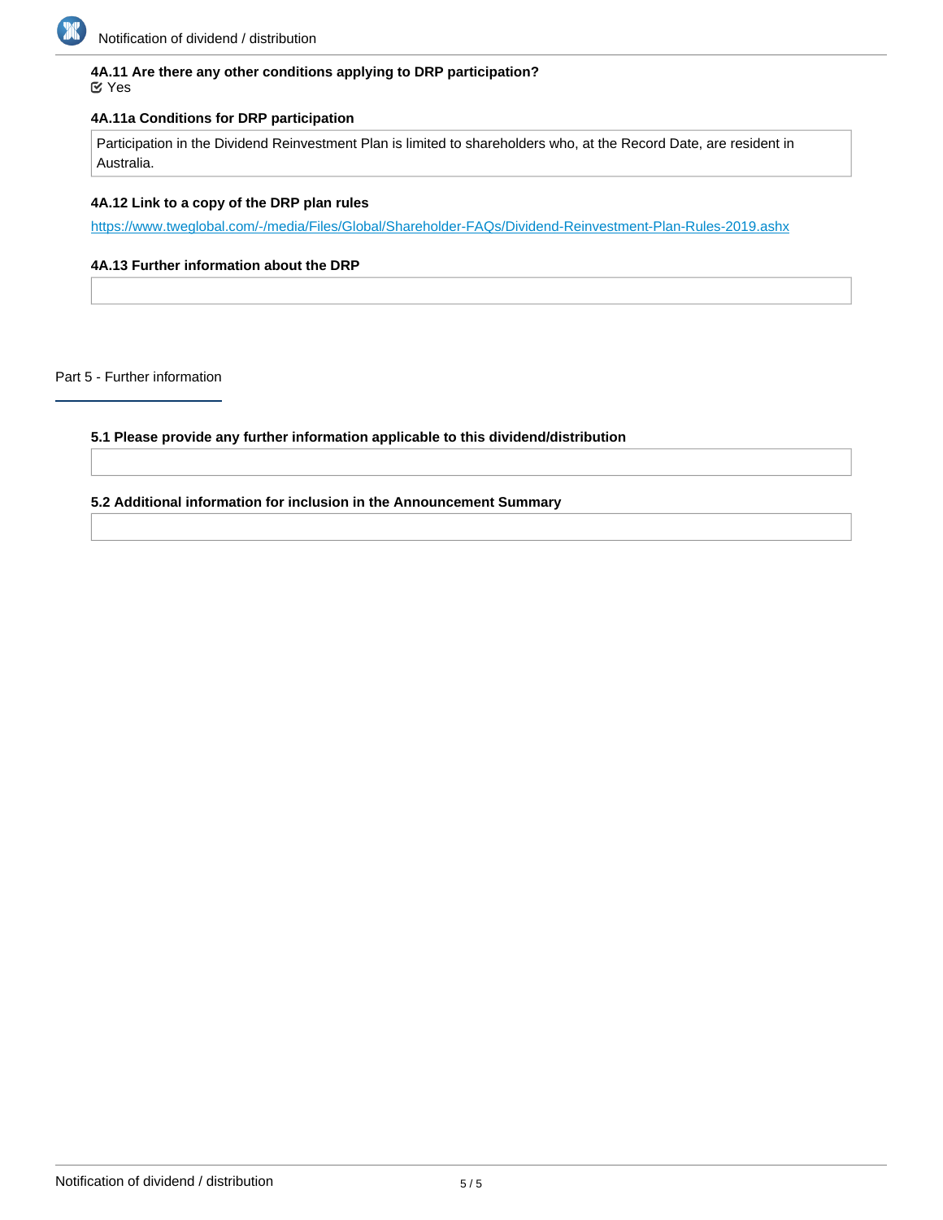#### 4A.11 Are there any other conditions applying to DRP participation?

Yes

#### 4A.11a Conditions for DRP participation

Participation in the Dividend Reinvestment Plan is limited to shareholders who, at the Record Date, are resident in Australia.

#### 4A.12 Link to a copy of the DRP plan rules

https://www.tweglobal.com/-/media/Files/Global/Shareholder-FAQs/Dividend-Reinvestment-Plan-Rules-2019.ashx

#### 4A.13 Further information about the DRP

## Part 5 - Further information

#### 5.1 Please provide any further information applicable to this dividend/distribution

#### 5.2 Additional information for inclusion in the Announcement Summary